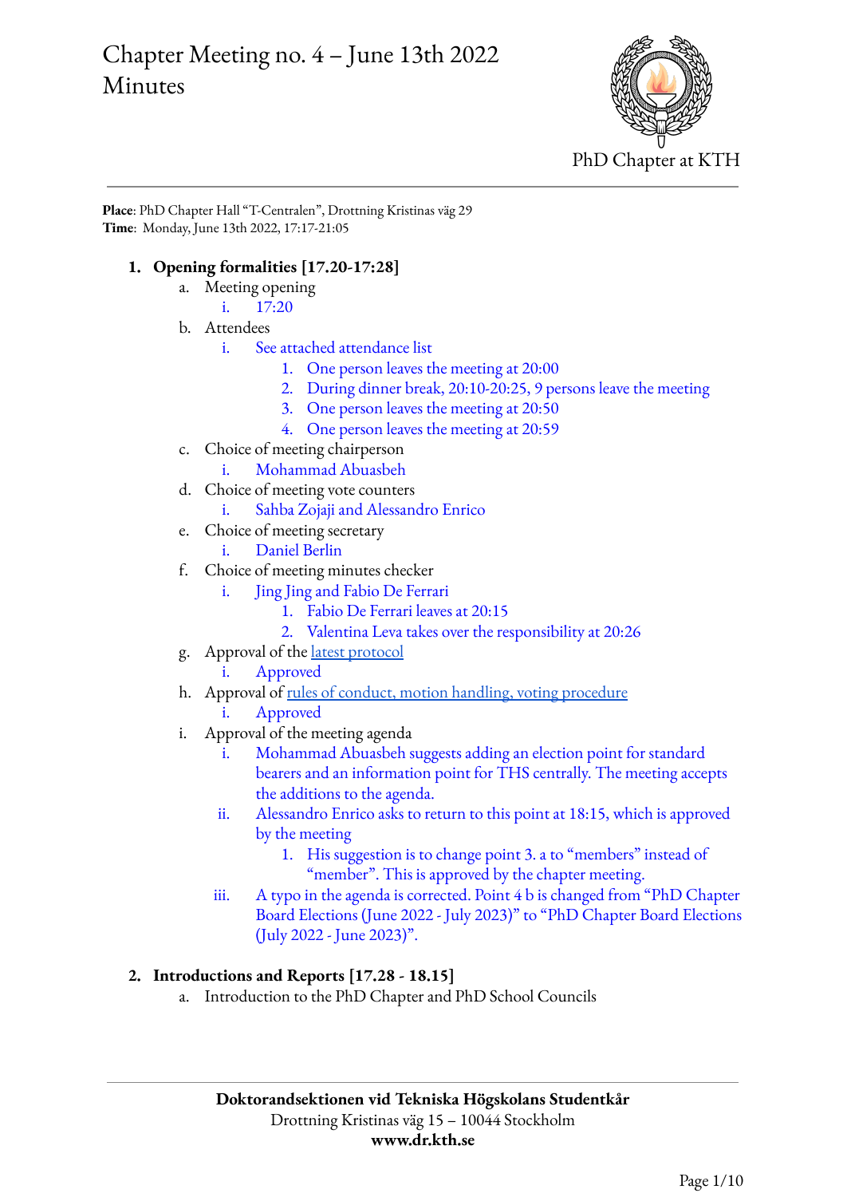# Chapter Meeting no. 4 – June 13th 2022
# Minutes

PhD Chapter at KTH

**Place**: PhD Chapter Hall "T-Centralen", Drottning Kristinas väg 29
**Time**: Monday, June 13th 2022, 17:17-21:05

1. **Opening formalities [17.20-17:28]**
   a. Meeting opening
      i. 17:20
   b. Attendees
      i. See attached attendance list
         1. One person leaves the meeting at 20:00
         2. During dinner break, 20:10-20:25, 9 persons leave the meeting
         3. One person leaves the meeting at 20:50
         4. One person leaves the meeting at 20:59
   c. Choice of meeting chairperson
      i. Mohammad Abuasbeh
   d. Choice of meeting vote counters
      i. Sahba Zojaji and Alessandro Enrico
   e. Choice of meeting secretary
      i. Daniel Berlin
   f. Choice of meeting minutes checker
      i. Jing Jing and Fabio De Ferrari
         1. Fabio De Ferrari leaves at 20:15
         2. Valentina Leva takes over the responsibility at 20:26
   g. Approval of the latest protocol
      i. Approved
   h. Approval of rules of conduct, motion handling, voting procedure
      i. Approved
   i. Approval of the meeting agenda
      i. Mohammad Abuasbeh suggests adding an election point for standard bearers and an information point for THS centrally. The meeting accepts the additions to the agenda.
      ii. Alessandro Enrico asks to return to this point at 18:15, which is approved by the meeting
         1. His suggestion is to change point 3. a to "members" instead of "member". This is approved by the chapter meeting.
      iii. A typo in the agenda is corrected. Point 4 b is changed from "PhD Chapter Board Elections (June 2022 - July 2023)" to "PhD Chapter Board Elections (July 2022 - June 2023)".

2. **Introductions and Reports [17.28 - 18.15]**
   a. Introduction to the PhD Chapter and PhD School Councils

**Doktorandsektionen vid Tekniska Högskolans Studentkår**
Drottning Kristinas väg 15 – 10044 Stockholm
**www.dr.kth.se**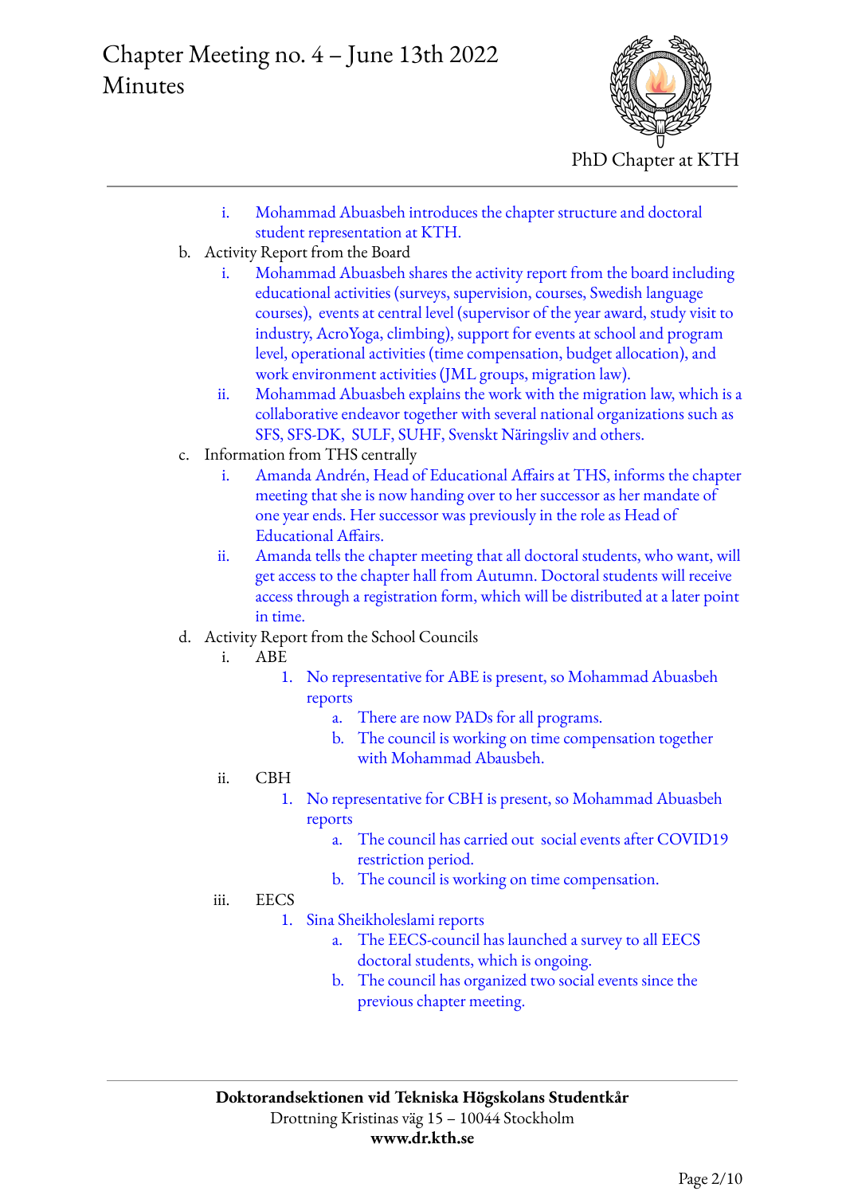i. Mohammad Abuasbeh introduces the chapter structure and doctoral student representation at KTH.

b. Activity Report from the Board
   i. Mohammad Abuasbeh shares the activity report from the board including educational activities (surveys, supervision, courses, Swedish language courses), events at central level (supervisor of the year award, study visit to industry, AcroYoga, climbing), support for events at school and program level, operational activities (time compensation, budget allocation), and work environment activities (JML groups, migration law).
   ii. Mohammad Abuasbeh explains the work with the migration law, which is a collaborative endeavor together with several national organizations such as SFS, SFS-DK, SULF, SUHF, Svenskt Näringsliv and others.

c. Information from THS centrally
   i. Amanda Andrén, Head of Educational Affairs at THS, informs the chapter meeting that she is now handing over to her successor as her mandate of one year ends. Her successor was previously in the role as Head of Educational Affairs.
   ii. Amanda tells the chapter meeting that all doctoral students, who want, will get access to the chapter hall from Autumn. Doctoral students will receive access through a registration form, which will be distributed at a later point in time.

d. Activity Report from the School Councils
   i. ABE
      1. No representative for ABE is present, so Mohammad Abuasbeh reports
         a. There are now PADs for all programs.
         b. The council is working on time compensation together with Mohammad Abausbeh.
   ii. CBH
      1. No representative for CBH is present, so Mohammad Abuasbeh reports
         a. The council has carried out social events after COVID19 restriction period.
         b. The council is working on time compensation.
   iii. EECS
      1. Sina Sheikholeslami reports
         a. The EECS-council has launched a survey to all EECS doctoral students, which is ongoing.
         b. The council has organized two social events since the previous chapter meeting.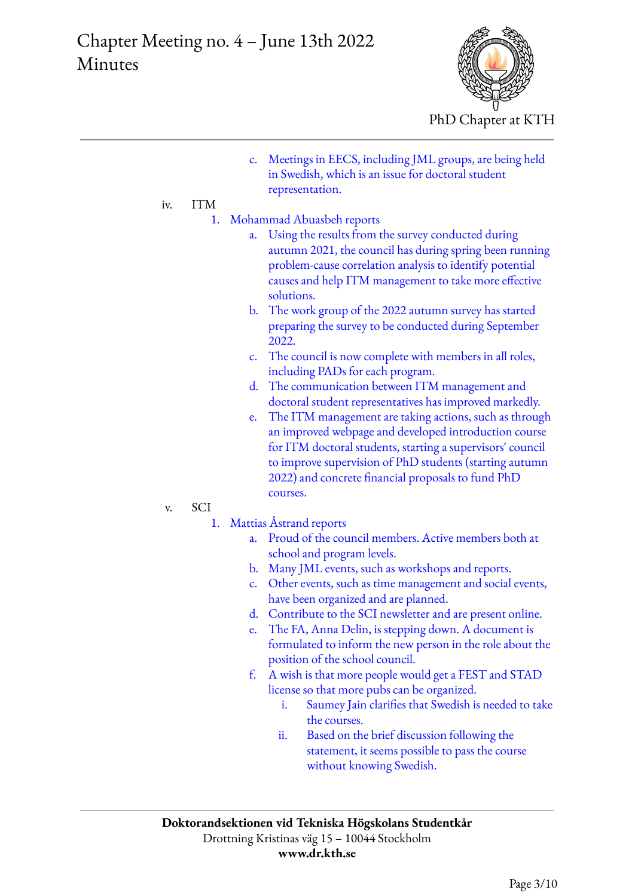c. Meetings in EECS, including JML groups, are being held in Swedish, which is an issue for doctoral student representation.

iv. ITM

1. Mohammad Abuasbeh reports
    a. Using the results from the survey conducted during autumn 2021, the council has during spring been running problem-cause correlation analysis to identify potential causes and help ITM management to take more effective solutions.
    b. The work group of the 2022 autumn survey has started preparing the survey to be conducted during September 2022.
    c. The council is now complete with members in all roles, including PADs for each program.
    d. The communication between ITM management and doctoral student representatives has improved markedly.
    e. The ITM management are taking actions, such as through an improved webpage and developed introduction course for ITM doctoral students, starting a supervisors' council to improve supervision of PhD students (starting autumn 2022) and concrete financial proposals to fund PhD courses.

v. SCI

1. Mattias Åstrand reports
    a. Proud of the council members. Active members both at school and program levels.
    b. Many JML events, such as workshops and reports.
    c. Other events, such as time management and social events, have been organized and are planned.
    d. Contribute to the SCI newsletter and are present online.
    e. The FA, Anna Delin, is stepping down. A document is formulated to inform the new person in the role about the position of the school council.
    f. A wish is that more people would get a FEST and STAD license so that more pubs can be organized.
        i. Saumey Jain clarifies that Swedish is needed to take the courses.
        ii. Based on the brief discussion following the statement, it seems possible to pass the course without knowing Swedish.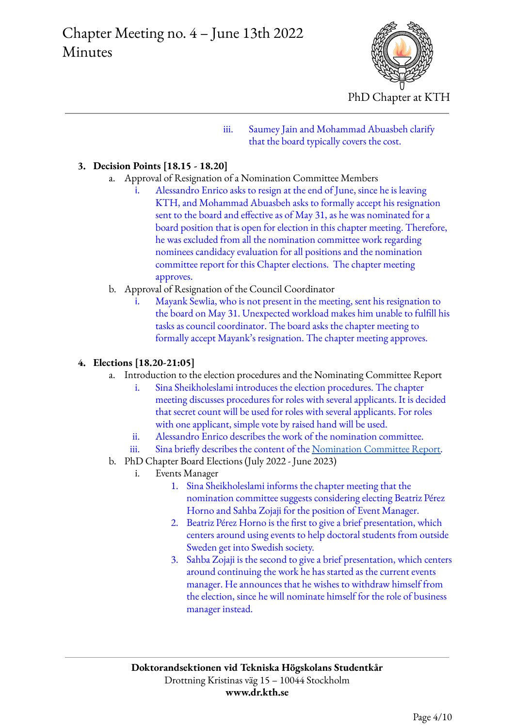iii. Saumey Jain and Mohammad Abuasbeh clarify that the board typically covers the cost.

3. **Decision Points [18.15 - 18.20]**
    a. Approval of Resignation of a Nomination Committee Members
        i. Alessandro Enrico asks to resign at the end of June, since he is leaving KTH, and Mohammad Abuasbeh asks to formally accept his resignation sent to the board and effective as of May 31, as he was nominated for a board position that is open for election in this chapter meeting. Therefore, he was excluded from all the nomination committee work regarding nominees candidacy evaluation for all positions and the nomination committee report for this Chapter elections. The chapter meeting approves.
    b. Approval of Resignation of the Council Coordinator
        i. Mayank Sewlia, who is not present in the meeting, sent his resignation to the board on May 31. Unexpected workload makes him unable to fulfill his tasks as council coordinator. The board asks the chapter meeting to formally accept Mayank's resignation. The chapter meeting approves.

4. **Elections [18.20-21:05]**
    a. Introduction to the election procedures and the Nominating Committee Report
        i. Sina Sheikholeslami introduces the election procedures. The chapter meeting discusses procedures for roles with several applicants. It is decided that secret count will be used for roles with several applicants. For roles with one applicant, simple vote by raised hand will be used.
        ii. Alessandro Enrico describes the work of the nomination committee.
        iii. Sina briefly describes the content of the Nomination Committee Report.
    b. PhD Chapter Board Elections (July 2022 - June 2023)
        i. Events Manager
            1. Sina Sheikholeslami informs the chapter meeting that the nomination committee suggests considering electing Beatriz Pérez Horno and Sahba Zojaji for the position of Event Manager.
            2. Beatriz Pérez Horno is the first to give a brief presentation, which centers around using events to help doctoral students from outside Sweden get into Swedish society.
            3. Sahba Zojaji is the second to give a brief presentation, which centers around continuing the work he has started as the current events manager. He announces that he wishes to withdraw himself from the election, since he will nominate himself for the role of business manager instead.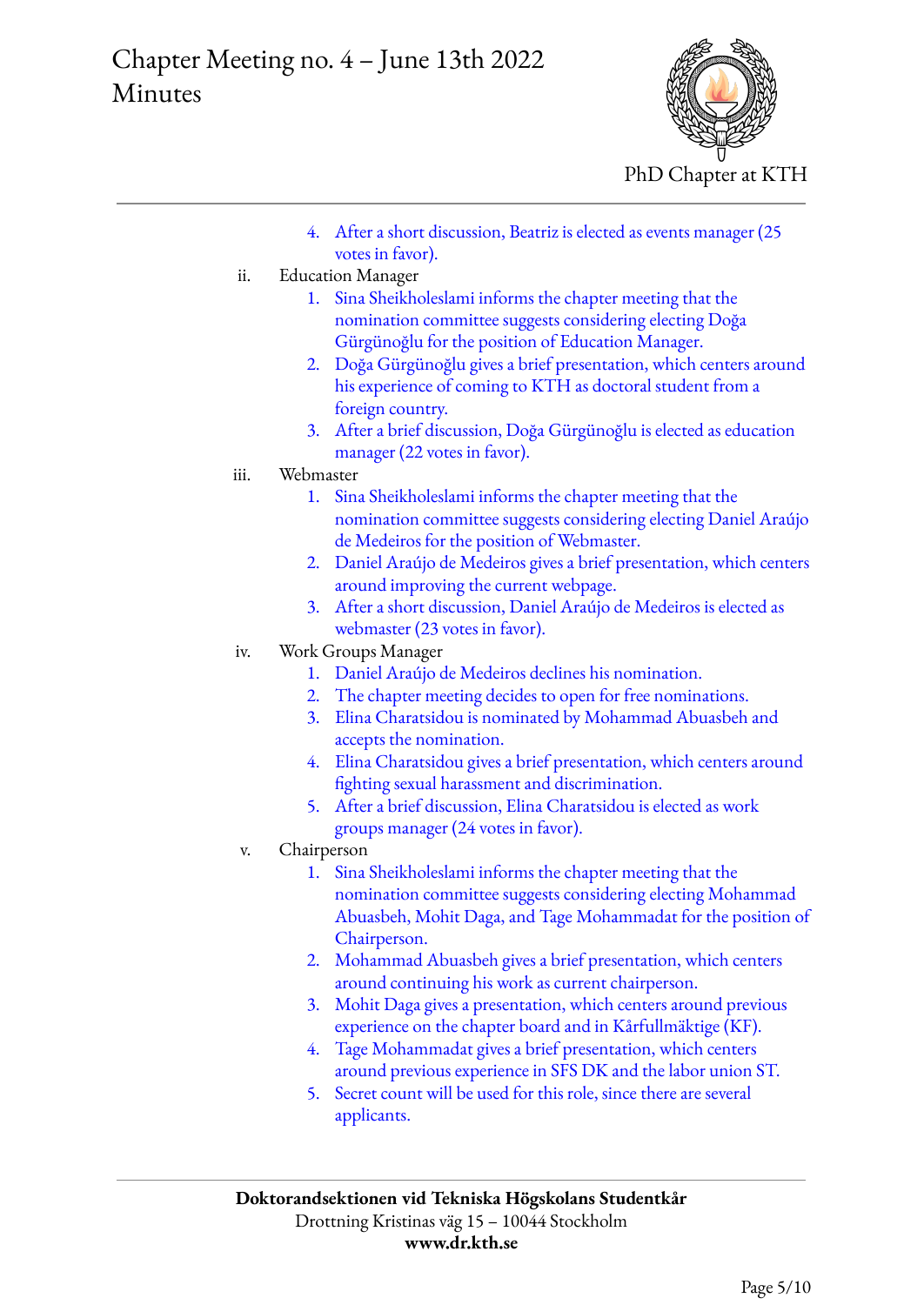4. After a short discussion, Beatriz is elected as events manager (25 votes in favor).

ii. Education Manager

1. Sina Sheikholeslami informs the chapter meeting that the nomination committee suggests considering electing Doğa Gürgünoğlu for the position of Education Manager.
2. Doğa Gürgünoğlu gives a brief presentation, which centers around his experience of coming to KTH as doctoral student from a foreign country.
3. After a brief discussion, Doğa Gürgünoğlu is elected as education manager (22 votes in favor).

iii. Webmaster

1. Sina Sheikholeslami informs the chapter meeting that the nomination committee suggests considering electing Daniel Araújo de Medeiros for the position of Webmaster.
2. Daniel Araújo de Medeiros gives a brief presentation, which centers around improving the current webpage.
3. After a short discussion, Daniel Araújo de Medeiros is elected as webmaster (23 votes in favor).

iv. Work Groups Manager

1. Daniel Araújo de Medeiros declines his nomination.
2. The chapter meeting decides to open for free nominations.
3. Elina Charatsidou is nominated by Mohammad Abuasbeh and accepts the nomination.
4. Elina Charatsidou gives a brief presentation, which centers around fighting sexual harassment and discrimination.
5. After a brief discussion, Elina Charatsidou is elected as work groups manager (24 votes in favor).

v. Chairperson

1. Sina Sheikholeslami informs the chapter meeting that the nomination committee suggests considering electing Mohammad Abuasbeh, Mohit Daga, and Tage Mohammadat for the position of Chairperson.
2. Mohammad Abuasbeh gives a brief presentation, which centers around continuing his work as current chairperson.
3. Mohit Daga gives a presentation, which centers around previous experience on the chapter board and in Kårfullmäktige (KF).
4. Tage Mohammadat gives a brief presentation, which centers around previous experience in SFS DK and the labor union ST.
5. Secret count will be used for this role, since there are several applicants.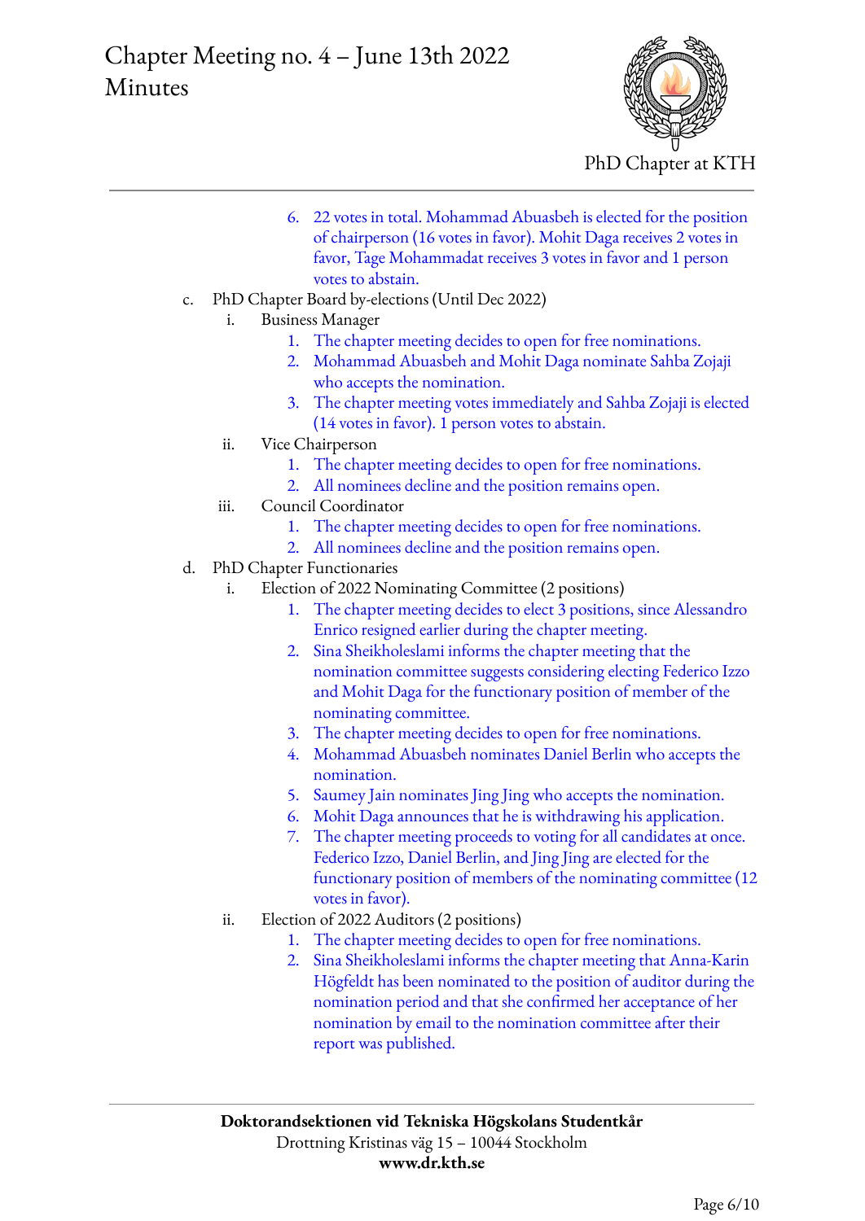6. 22 votes in total. Mohammad Abuasbeh is elected for the position of chairperson (16 votes in favor). Mohit Daga receives 2 votes in favor, Tage Mohammadat receives 3 votes in favor and 1 person votes to abstain.

c. PhD Chapter Board by-elections (Until Dec 2022)
   i. Business Manager
      1. The chapter meeting decides to open for free nominations.
      2. Mohammad Abuasbeh and Mohit Daga nominate Sahba Zojaji who accepts the nomination.
      3. The chapter meeting votes immediately and Sahba Zojaji is elected (14 votes in favor). 1 person votes to abstain.
   ii. Vice Chairperson
      1. The chapter meeting decides to open for free nominations.
      2. All nominees decline and the position remains open.
   iii. Council Coordinator
      1. The chapter meeting decides to open for free nominations.
      2. All nominees decline and the position remains open.

d. PhD Chapter Functionaries
   i. Election of 2022 Nominating Committee (2 positions)
      1. The chapter meeting decides to elect 3 positions, since Alessandro Enrico resigned earlier during the chapter meeting.
      2. Sina Sheikholeslami informs the chapter meeting that the nomination committee suggests considering electing Federico Izzo and Mohit Daga for the functionary position of member of the nominating committee.
      3. The chapter meeting decides to open for free nominations.
      4. Mohammad Abuasbeh nominates Daniel Berlin who accepts the nomination.
      5. Saumey Jain nominates Jing Jing who accepts the nomination.
      6. Mohit Daga announces that he is withdrawing his application.
      7. The chapter meeting proceeds to voting for all candidates at once. Federico Izzo, Daniel Berlin, and Jing Jing are elected for the functionary position of members of the nominating committee (12 votes in favor).
   ii. Election of 2022 Auditors (2 positions)
      1. The chapter meeting decides to open for free nominations.
      2. Sina Sheikholeslami informs the chapter meeting that Anna-Karin Högfeldt has been nominated to the position of auditor during the nomination period and that she confirmed her acceptance of her nomination by email to the nomination committee after their report was published.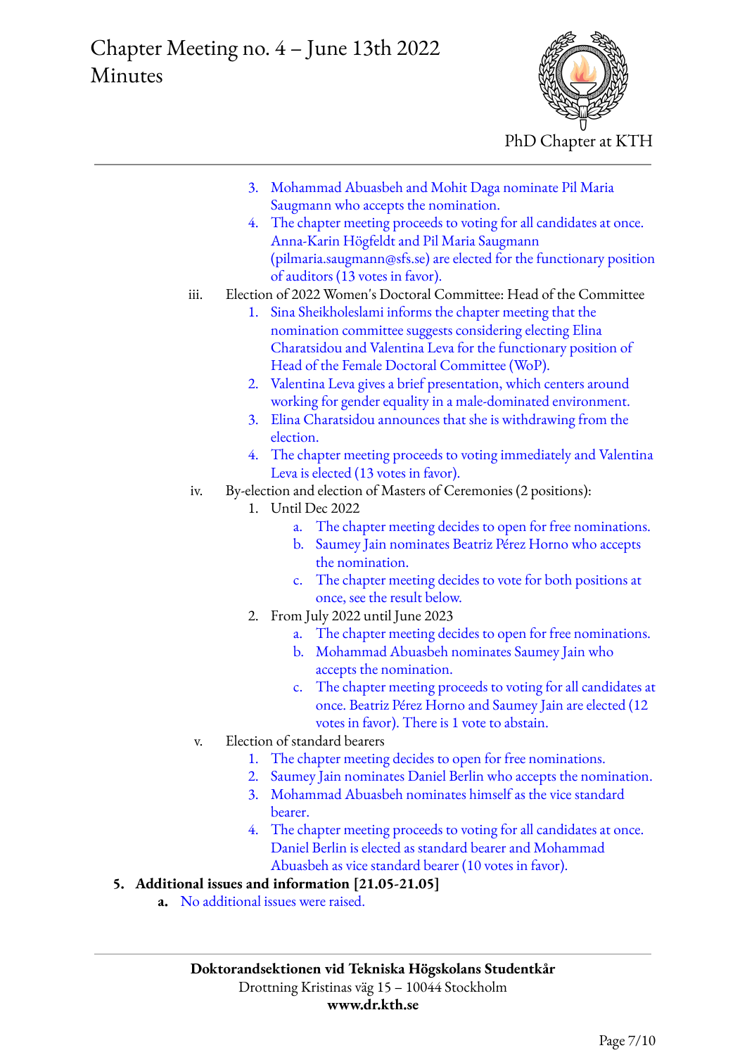3. Mohammad Abuasbeh and Mohit Daga nominate Pil Maria Saugmann who accepts the nomination.
4. The chapter meeting proceeds to voting for all candidates at once. Anna-Karin Högfeldt and Pil Maria Saugmann (pilmaria.saugmann@sfs.se) are elected for the functionary position of auditors (13 votes in favor).

iii. Election of 2022 Women's Doctoral Committee: Head of the Committee

1. Sina Sheikholeslami informs the chapter meeting that the nomination committee suggests considering electing Elina Charatsidou and Valentina Leva for the functionary position of Head of the Female Doctoral Committee (WoP).
2. Valentina Leva gives a brief presentation, which centers around working for gender equality in a male-dominated environment.
3. Elina Charatsidou announces that she is withdrawing from the election.
4. The chapter meeting proceeds to voting immediately and Valentina Leva is elected (13 votes in favor).

iv. By-election and election of Masters of Ceremonies (2 positions):

1. Until Dec 2022
   a. The chapter meeting decides to open for free nominations.
   b. Saumey Jain nominates Beatriz Pérez Horno who accepts the nomination.
   c. The chapter meeting decides to vote for both positions at once, see the result below.
2. From July 2022 until June 2023
   a. The chapter meeting decides to open for free nominations.
   b. Mohammad Abuasbeh nominates Saumey Jain who accepts the nomination.
   c. The chapter meeting proceeds to voting for all candidates at once. Beatriz Pérez Horno and Saumey Jain are elected (12 votes in favor). There is 1 vote to abstain.

v. Election of standard bearers

1. The chapter meeting decides to open for free nominations.
2. Saumey Jain nominates Daniel Berlin who accepts the nomination.
3. Mohammad Abuasbeh nominates himself as the vice standard bearer.
4. The chapter meeting proceeds to voting for all candidates at once. Daniel Berlin is elected as standard bearer and Mohammad Abuasbeh as vice standard bearer (10 votes in favor).

**5. Additional issues and information [21.05-21.05]**

**a.** No additional issues were raised.

**Doktorandsektionen vid Tekniska Högskolans Studentkår**
Drottning Kristinas väg 15 – 10044 Stockholm
**www.dr.kth.se**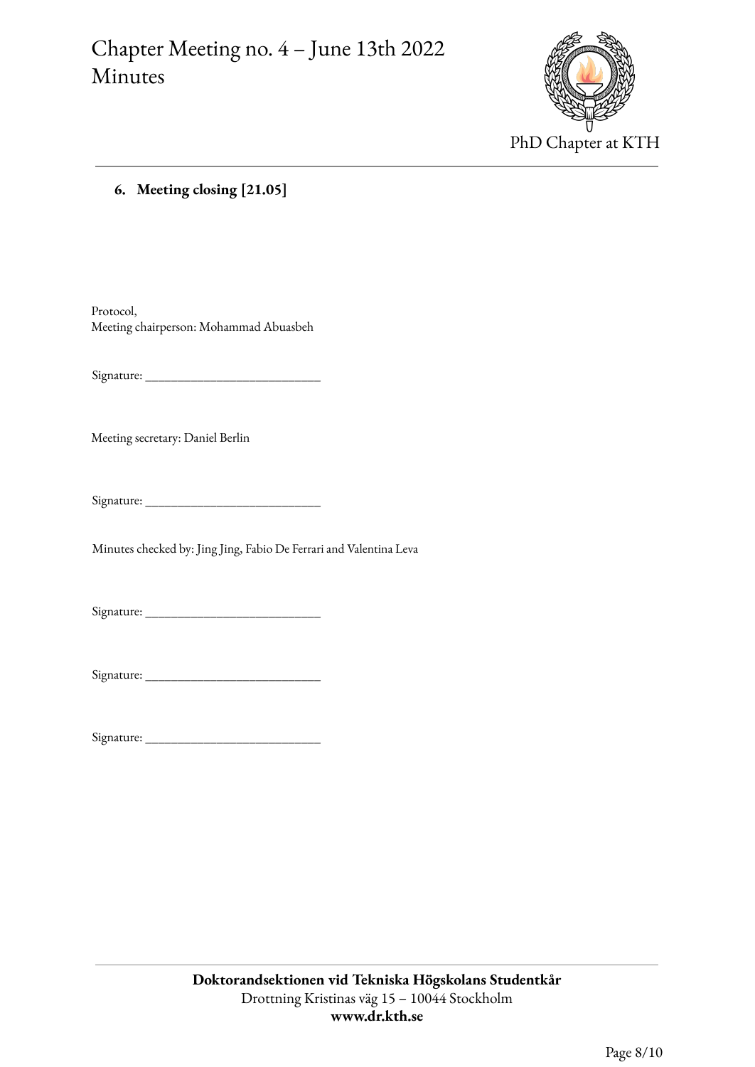### 6. Meeting closing [21.05]

Protocol,
Meeting chairperson: Mohammad Abuasbeh

Signature: ___________________________

Meeting secretary: Daniel Berlin

Signature: ___________________________

Minutes checked by: Jing Jing, Fabio De Ferrari and Valentina Leva

Signature: ___________________________

Signature: ___________________________

Signature: ___________________________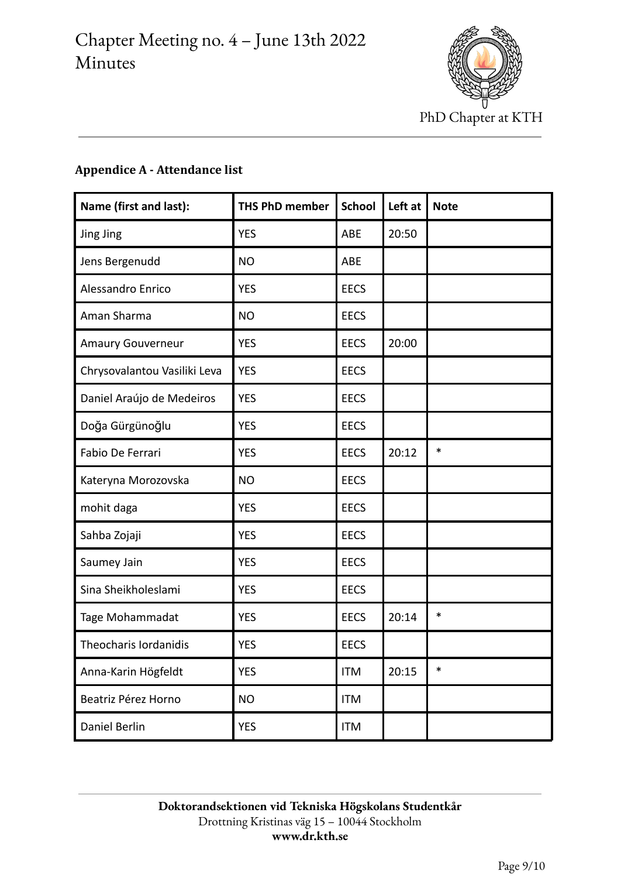**Appendice A - Attendance list**

| Name (first and last): | THS PhD member | School | Left at | Note |
|---|---|---|---|---|
| Jing Jing | YES | ABE | 20:50 | |
| Jens Bergenudd | NO | ABE | | |
| Alessandro Enrico | YES | EECS | | |
| Aman Sharma | NO | EECS | | |
| Amaury Gouverneur | YES | EECS | 20:00 | |
| Chrysovalantou Vasiliki Leva | YES | EECS | | |
| Daniel Araújo de Medeiros | YES | EECS | | |
| Doğa Gürgünoğlu | YES | EECS | | |
| Fabio De Ferrari | YES | EECS | 20:12 | * |
| Kateryna Morozovska | NO | EECS | | |
| mohit daga | YES | EECS | | |
| Sahba Zojaji | YES | EECS | | |
| Saumey Jain | YES | EECS | | |
| Sina Sheikholeslami | YES | EECS | | |
| Tage Mohammadat | YES | EECS | 20:14 | * |
| Theocharis Iordanidis | YES | EECS | | |
| Anna-Karin Högfeldt | YES | ITM | 20:15 | * |
| Beatriz Pérez Horno | NO | ITM | | |
| Daniel Berlin | YES | ITM | | |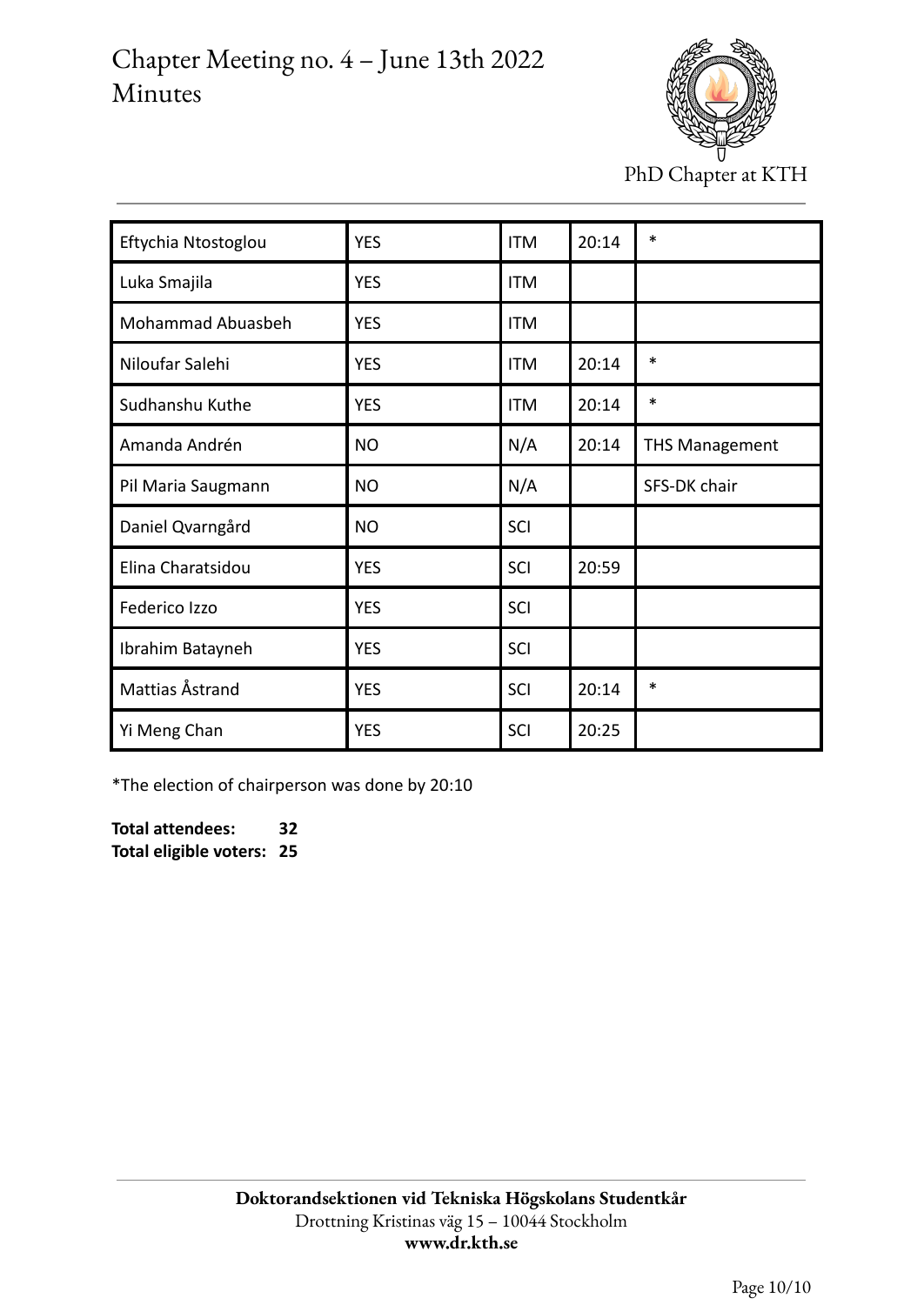| | | | | |
|---|---|---|---|---|
| Eftychia Ntostoglou | YES | ITM | 20:14 | * |
| Luka Smajila | YES | ITM | | |
| Mohammad Abuasbeh | YES | ITM | | |
| Niloufar Salehi | YES | ITM | 20:14 | * |
| Sudhanshu Kuthe | YES | ITM | 20:14 | * |
| Amanda Andrén | NO | N/A | 20:14 | THS Management |
| Pil Maria Saugmann | NO | N/A | | SFS-DK chair |
| Daniel Qvarngård | NO | SCI | | |
| Elina Charatsidou | YES | SCI | 20:59 | |
| Federico Izzo | YES | SCI | | |
| Ibrahim Batayneh | YES | SCI | | |
| Mattias Åstrand | YES | SCI | 20:14 | * |
| Yi Meng Chan | YES | SCI | 20:25 | |

*The election of chairperson was done by 20:10

**Total attendees: 32**
**Total eligible voters: 25**

**Doktorandsektionen vid Tekniska Högskolans Studentkår**
Drottning Kristinas väg 15 – 10044 Stockholm
**www.dr.kth.se**